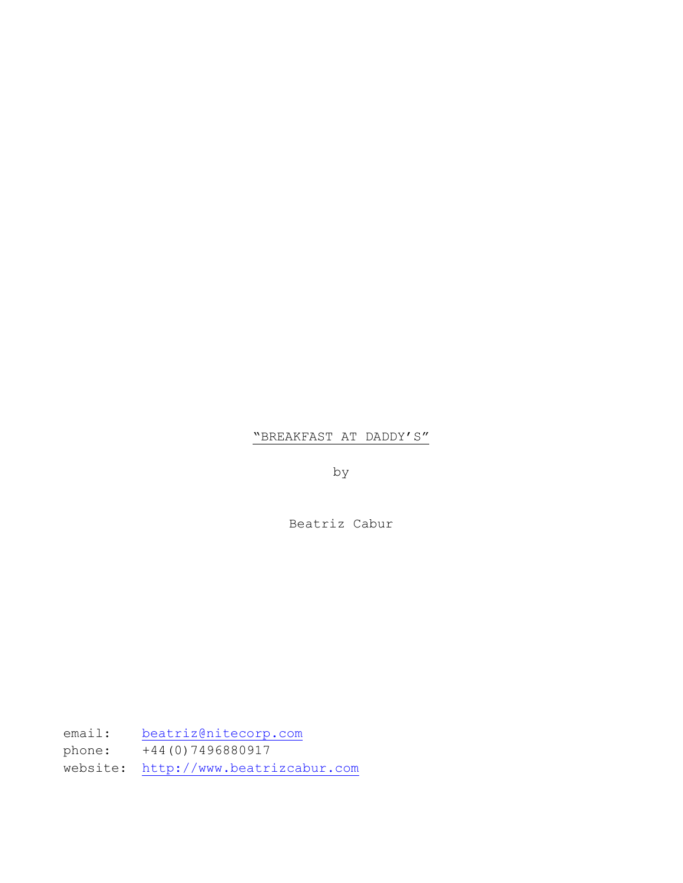# "BREAKFAST AT DADDY'S"

by

Beatriz Cabur

email: beatriz@nitecorp.com
phone: +44(0)7496880917
website: http://www.beatrizcabur.com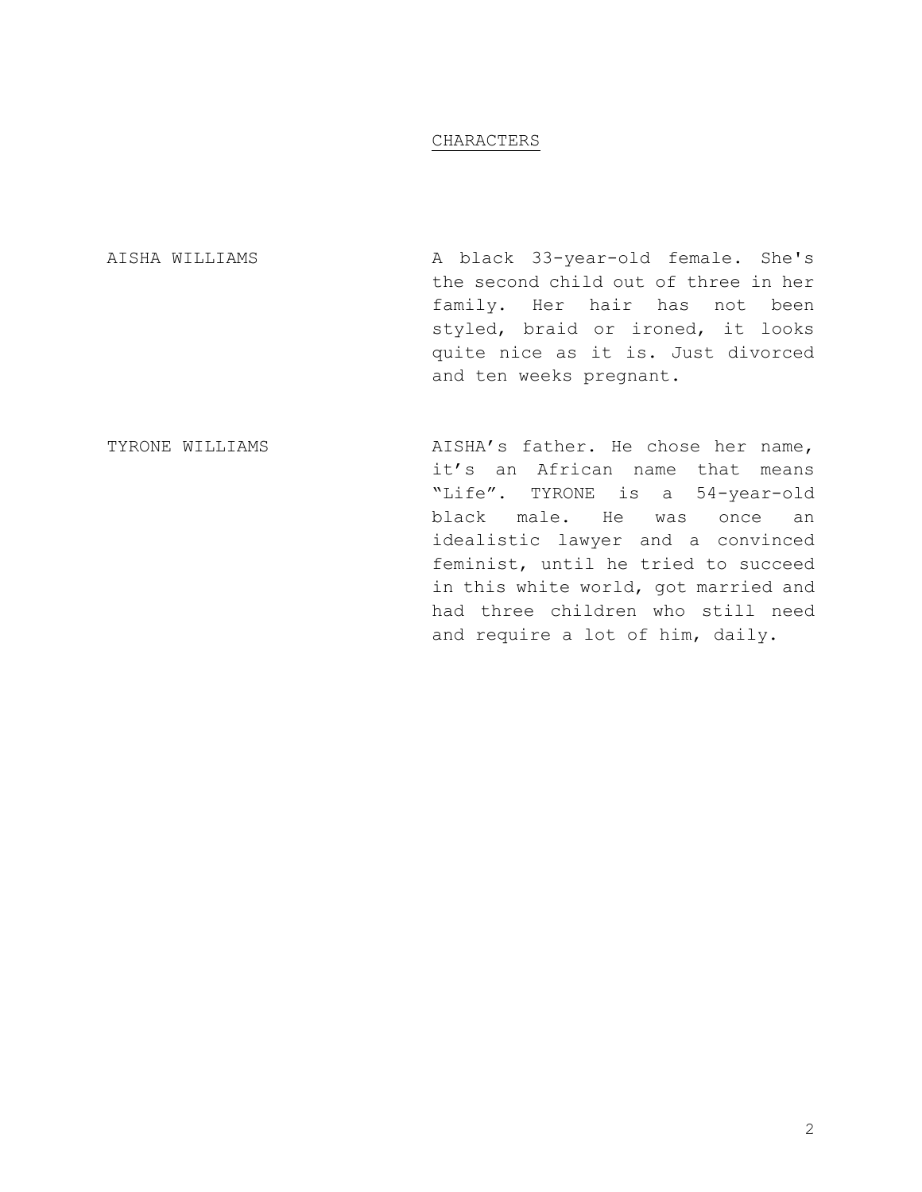# CHARACTERS

| | |
|---|---|
| AISHA WILLIAMS | A black 33-year-old female. She's the second child out of three in her family. Her hair has not been styled, braid or ironed, it looks quite nice as it is. Just divorced and ten weeks pregnant. |
| TYRONE WILLIAMS | AISHA's father. He chose her name, it's an African name that means "Life". TYRONE is a 54-year-old black male. He was once an idealistic lawyer and a convinced feminist, until he tried to succeed in this white world, got married and had three children who still need and require a lot of him, daily. |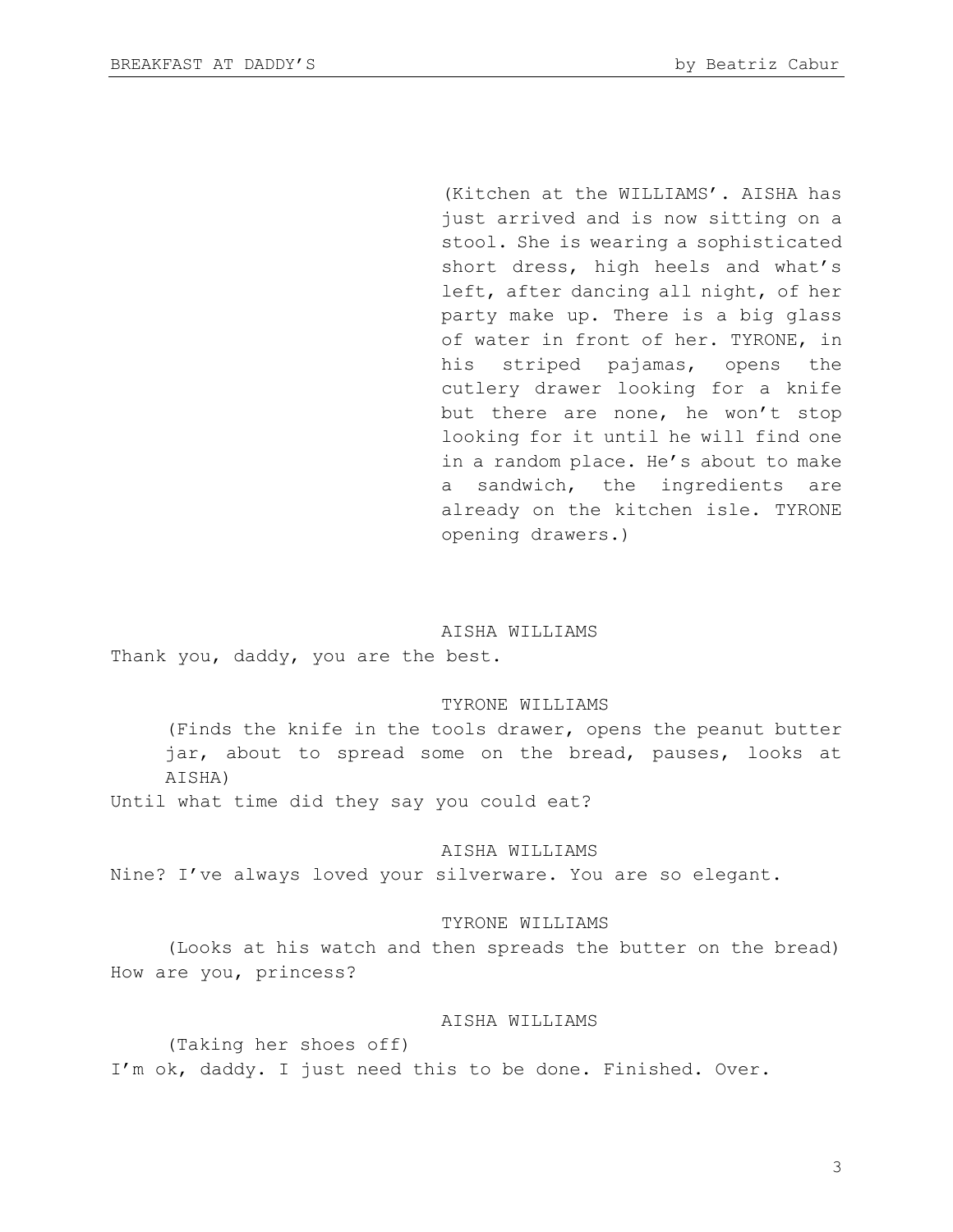(Kitchen at the WILLIAMS'. AISHA has just arrived and is now sitting on a stool. She is wearing a sophisticated short dress, high heels and what's left, after dancing all night, of her party make up. There is a big glass of water in front of her. TYRONE, in his striped pajamas, opens the cutlery drawer looking for a knife but there are none, he won't stop looking for it until he will find one in a random place. He's about to make a sandwich, the ingredients are already on the kitchen isle. TYRONE opening drawers.)

AISHA WILLIAMS

Thank you, daddy, you are the best.

TYRONE WILLIAMS

(Finds the knife in the tools drawer, opens the peanut butter jar, about to spread some on the bread, pauses, looks at AISHA)

Until what time did they say you could eat?

AISHA WILLIAMS

Nine? I've always loved your silverware. You are so elegant.

TYRONE WILLIAMS

(Looks at his watch and then spreads the butter on the bread)

How are you, princess?

AISHA WILLIAMS

(Taking her shoes off)

I'm ok, daddy. I just need this to be done. Finished. Over.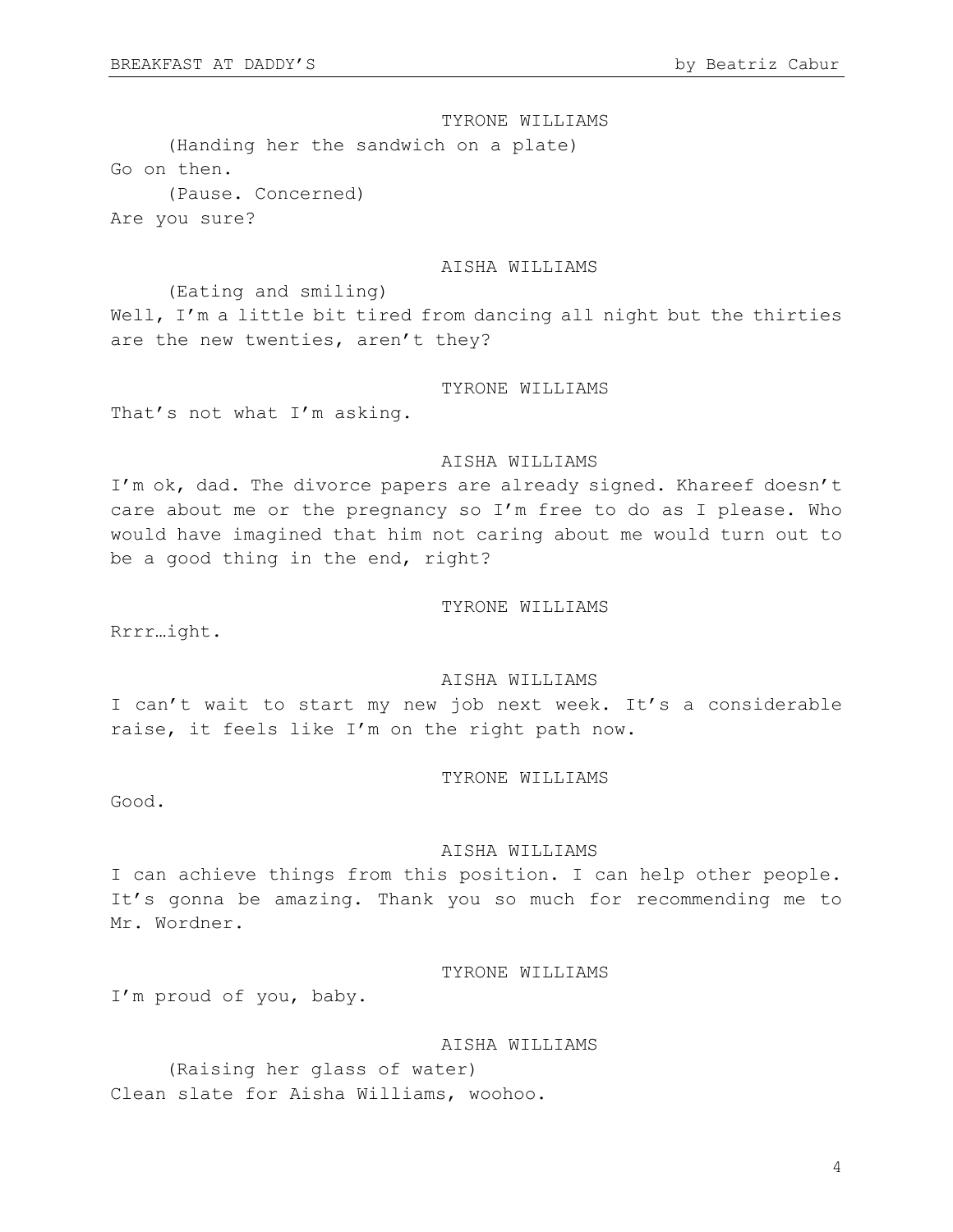TYRONE WILLIAMS

(Handing her the sandwich on a plate)

Go on then.

(Pause. Concerned)

Are you sure?

AISHA WILLIAMS

(Eating and smiling)

Well, I'm a little bit tired from dancing all night but the thirties are the new twenties, aren't they?

TYRONE WILLIAMS

That's not what I'm asking.

AISHA WILLIAMS

I'm ok, dad. The divorce papers are already signed. Khareef doesn't care about me or the pregnancy so I'm free to do as I please. Who would have imagined that him not caring about me would turn out to be a good thing in the end, right?

TYRONE WILLIAMS

Rrrr…ight.

AISHA WILLIAMS

I can't wait to start my new job next week. It's a considerable raise, it feels like I'm on the right path now.

TYRONE WILLIAMS

Good.

AISHA WILLIAMS

I can achieve things from this position. I can help other people. It's gonna be amazing. Thank you so much for recommending me to Mr. Wordner.

TYRONE WILLIAMS

I'm proud of you, baby.

AISHA WILLIAMS

(Raising her glass of water)

Clean slate for Aisha Williams, woohoo.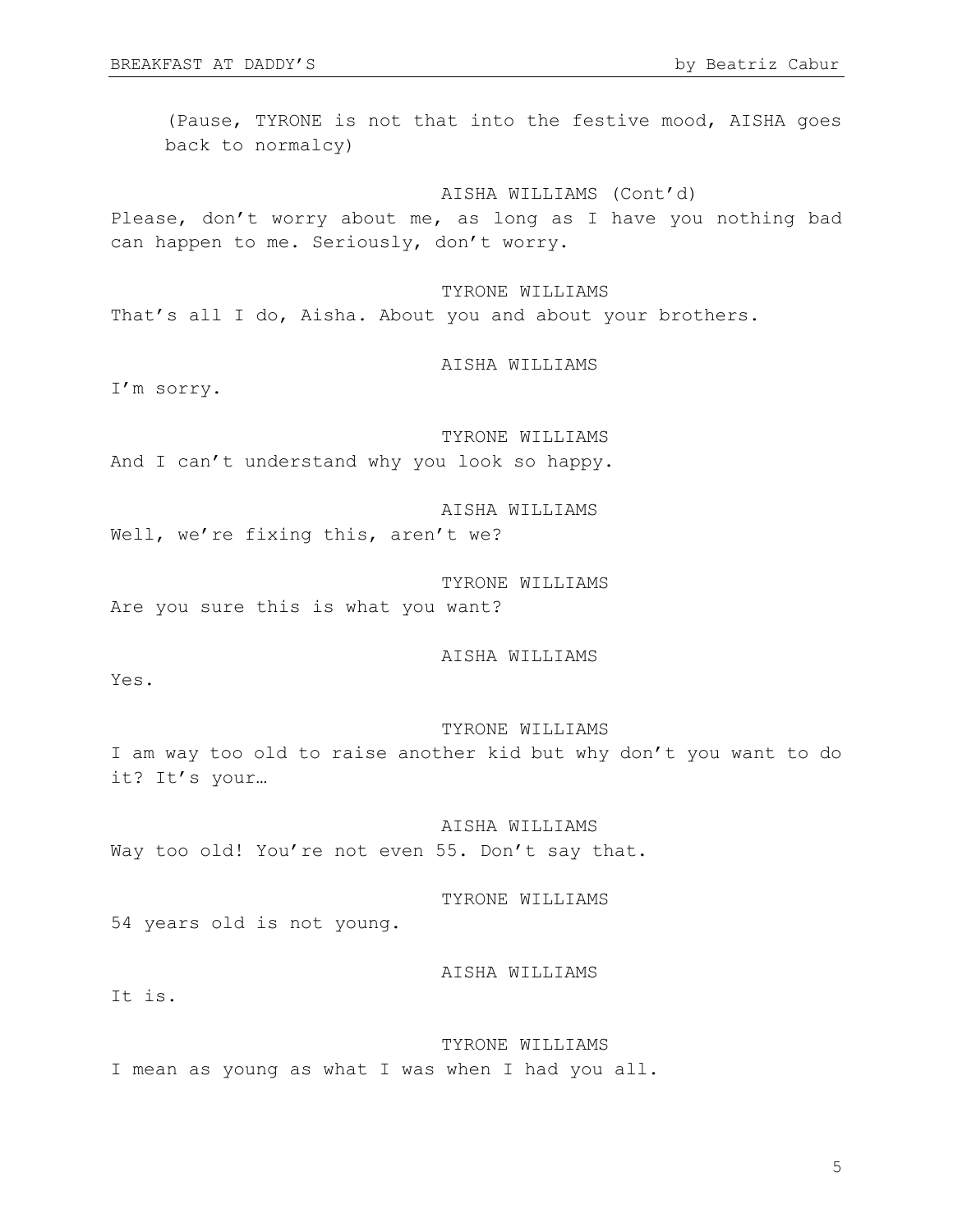(Pause, TYRONE is not that into the festive mood, AISHA goes back to normalcy)

AISHA WILLIAMS (Cont'd)

Please, don't worry about me, as long as I have you nothing bad can happen to me. Seriously, don't worry.

TYRONE WILLIAMS

That's all I do, Aisha. About you and about your brothers.

AISHA WILLIAMS

I'm sorry.

TYRONE WILLIAMS

And I can't understand why you look so happy.

AISHA WILLIAMS

Well, we're fixing this, aren't we?

TYRONE WILLIAMS

Are you sure this is what you want?

AISHA WILLIAMS

Yes.

TYRONE WILLIAMS

I am way too old to raise another kid but why don't you want to do it? It's your…

AISHA WILLIAMS

Way too old! You're not even 55. Don't say that.

TYRONE WILLIAMS

54 years old is not young.

AISHA WILLIAMS

It is.

TYRONE WILLIAMS

I mean as young as what I was when I had you all.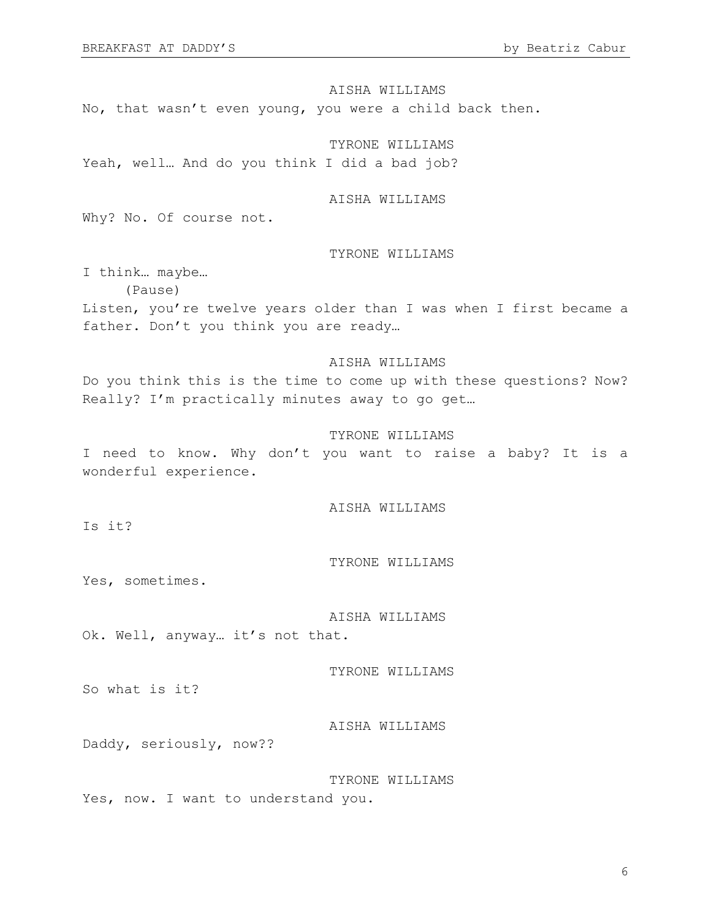AISHA WILLIAMS

No, that wasn't even young, you were a child back then.

TYRONE WILLIAMS

Yeah, well… And do you think I did a bad job?

AISHA WILLIAMS

Why? No. Of course not.

TYRONE WILLIAMS

I think… maybe…

(Pause)

Listen, you're twelve years older than I was when I first became a father. Don't you think you are ready…

AISHA WILLIAMS

Do you think this is the time to come up with these questions? Now? Really? I'm practically minutes away to go get…

TYRONE WILLIAMS

I need to know. Why don't you want to raise a baby? It is a wonderful experience.

AISHA WILLIAMS

Is it?

TYRONE WILLIAMS

Yes, sometimes.

AISHA WILLIAMS

Ok. Well, anyway… it's not that.

TYRONE WILLIAMS

So what is it?

AISHA WILLIAMS

Daddy, seriously, now??

TYRONE WILLIAMS

Yes, now. I want to understand you.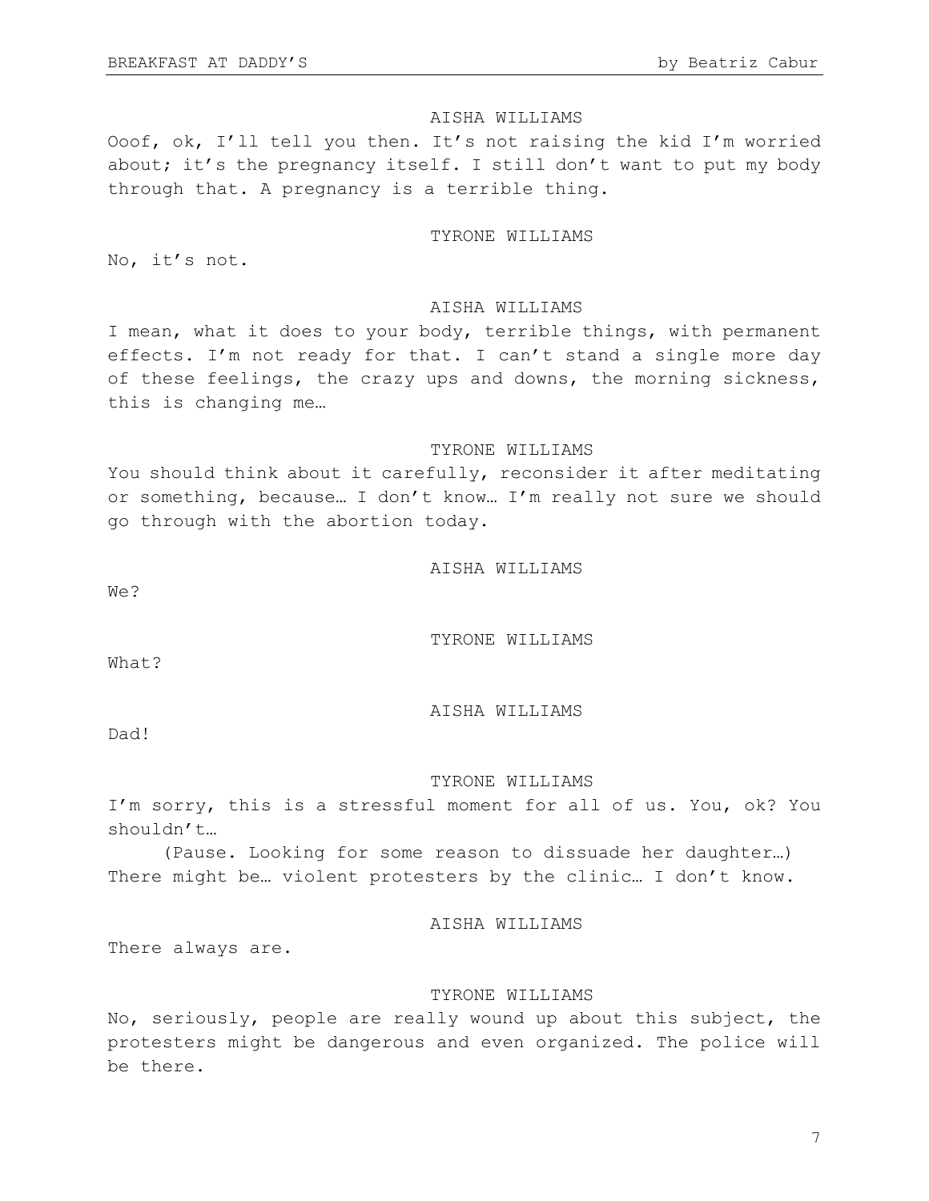AISHA WILLIAMS

Ooof, ok, I'll tell you then. It's not raising the kid I'm worried about; it's the pregnancy itself. I still don't want to put my body through that. A pregnancy is a terrible thing.

TYRONE WILLIAMS

No, it's not.

AISHA WILLIAMS

I mean, what it does to your body, terrible things, with permanent effects. I'm not ready for that. I can't stand a single more day of these feelings, the crazy ups and downs, the morning sickness, this is changing me…

TYRONE WILLIAMS

You should think about it carefully, reconsider it after meditating or something, because… I don't know… I'm really not sure we should go through with the abortion today.

AISHA WILLIAMS

We?

TYRONE WILLIAMS

What?

AISHA WILLIAMS

Dad!

TYRONE WILLIAMS

I'm sorry, this is a stressful moment for all of us. You, ok? You shouldn't…

(Pause. Looking for some reason to dissuade her daughter…)

There might be… violent protesters by the clinic… I don't know.

AISHA WILLIAMS

There always are.

TYRONE WILLIAMS

No, seriously, people are really wound up about this subject, the protesters might be dangerous and even organized. The police will be there.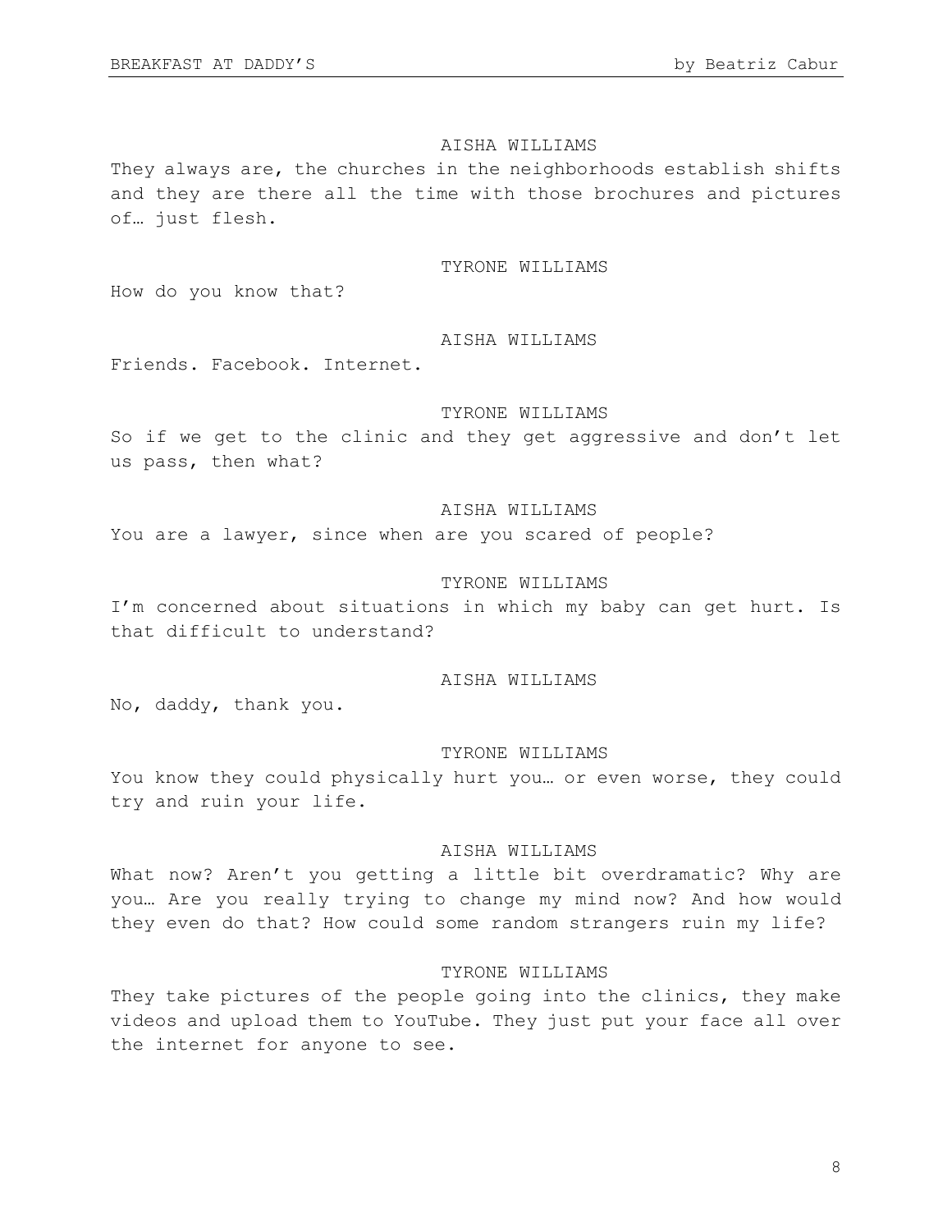AISHA WILLIAMS

They always are, the churches in the neighborhoods establish shifts and they are there all the time with those brochures and pictures of… just flesh.

TYRONE WILLIAMS

How do you know that?

AISHA WILLIAMS

Friends. Facebook. Internet.

TYRONE WILLIAMS

So if we get to the clinic and they get aggressive and don't let us pass, then what?

AISHA WILLIAMS

You are a lawyer, since when are you scared of people?

TYRONE WILLIAMS

I'm concerned about situations in which my baby can get hurt. Is that difficult to understand?

AISHA WILLIAMS

No, daddy, thank you.

TYRONE WILLIAMS

You know they could physically hurt you… or even worse, they could try and ruin your life.

AISHA WILLIAMS

What now? Aren't you getting a little bit overdramatic? Why are you… Are you really trying to change my mind now? And how would they even do that? How could some random strangers ruin my life?

TYRONE WILLIAMS

They take pictures of the people going into the clinics, they make videos and upload them to YouTube. They just put your face all over the internet for anyone to see.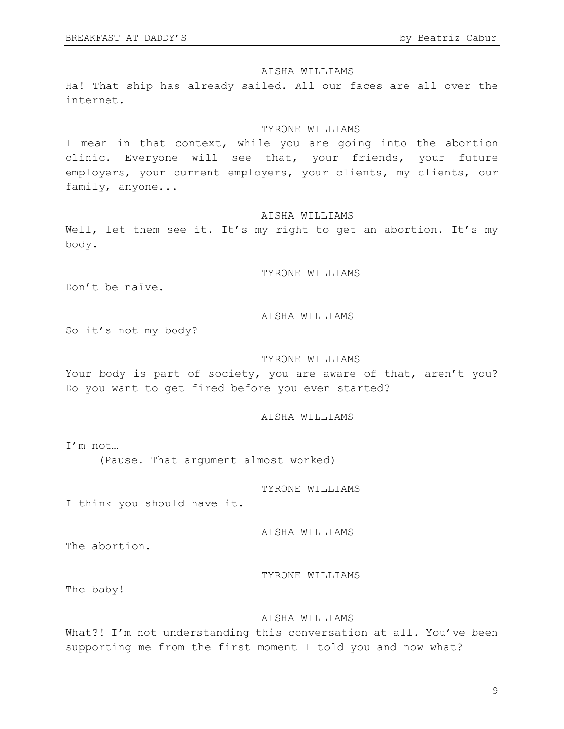AISHA WILLIAMS

Ha! That ship has already sailed. All our faces are all over the internet.

TYRONE WILLIAMS

I mean in that context, while you are going into the abortion clinic. Everyone will see that, your friends, your future employers, your current employers, your clients, my clients, our family, anyone...

AISHA WILLIAMS

Well, let them see it. It's my right to get an abortion. It's my body.

TYRONE WILLIAMS

Don't be naïve.

AISHA WILLIAMS

So it's not my body?

TYRONE WILLIAMS

Your body is part of society, you are aware of that, aren't you? Do you want to get fired before you even started?

AISHA WILLIAMS

I'm not…

(Pause. That argument almost worked)

TYRONE WILLIAMS

I think you should have it.

AISHA WILLIAMS

The abortion.

TYRONE WILLIAMS

The baby!

AISHA WILLIAMS

What?! I'm not understanding this conversation at all. You've been supporting me from the first moment I told you and now what?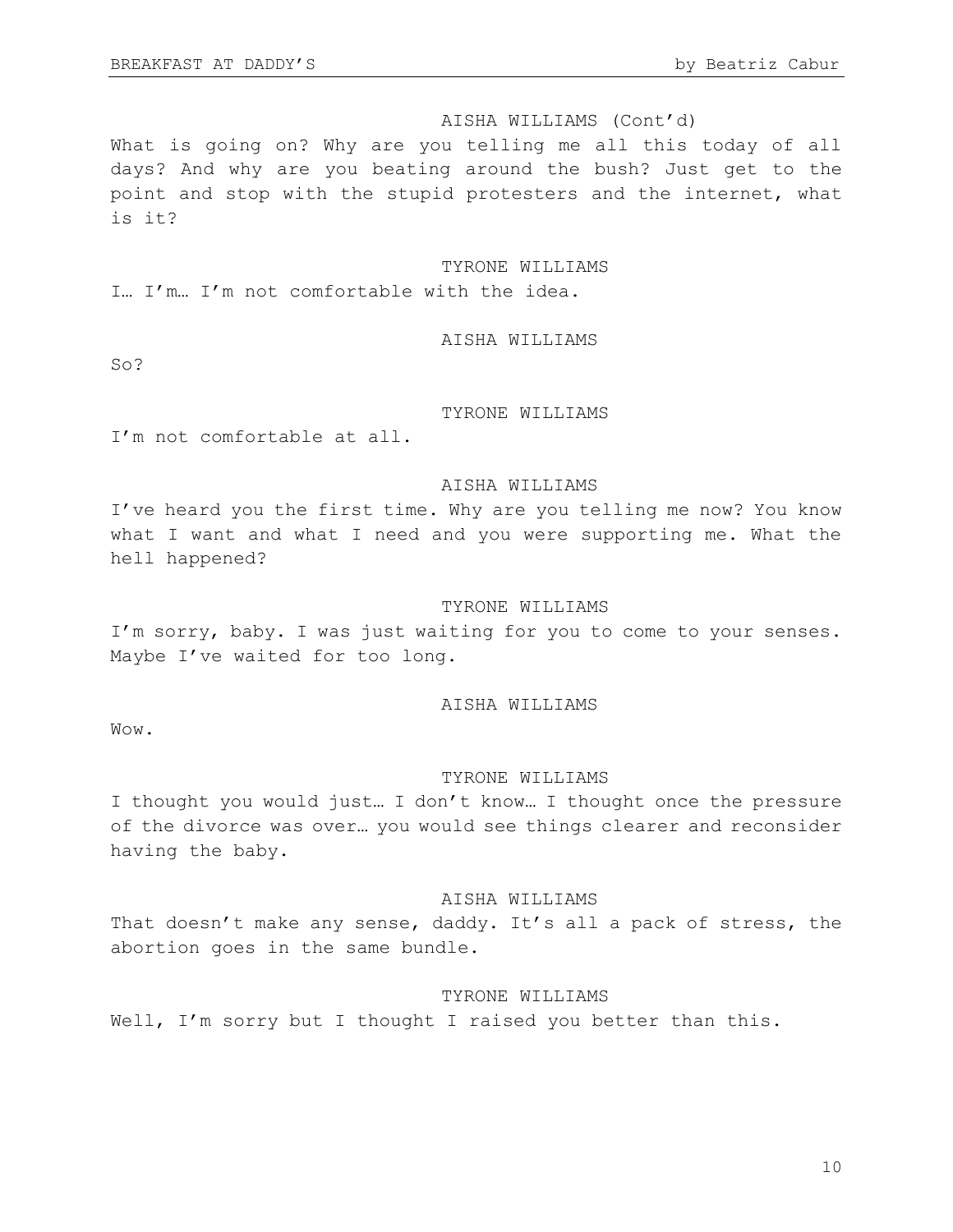AISHA WILLIAMS (Cont'd)

What is going on? Why are you telling me all this today of all days? And why are you beating around the bush? Just get to the point and stop with the stupid protesters and the internet, what is it?

TYRONE WILLIAMS

I… I'm… I'm not comfortable with the idea.

AISHA WILLIAMS

So?

TYRONE WILLIAMS

I'm not comfortable at all.

AISHA WILLIAMS

I've heard you the first time. Why are you telling me now? You know what I want and what I need and you were supporting me. What the hell happened?

TYRONE WILLIAMS

I'm sorry, baby. I was just waiting for you to come to your senses. Maybe I've waited for too long.

AISHA WILLIAMS

Wow.

TYRONE WILLIAMS

I thought you would just… I don't know… I thought once the pressure of the divorce was over… you would see things clearer and reconsider having the baby.

AISHA WILLIAMS

That doesn't make any sense, daddy. It's all a pack of stress, the abortion goes in the same bundle.

TYRONE WILLIAMS

Well, I'm sorry but I thought I raised you better than this.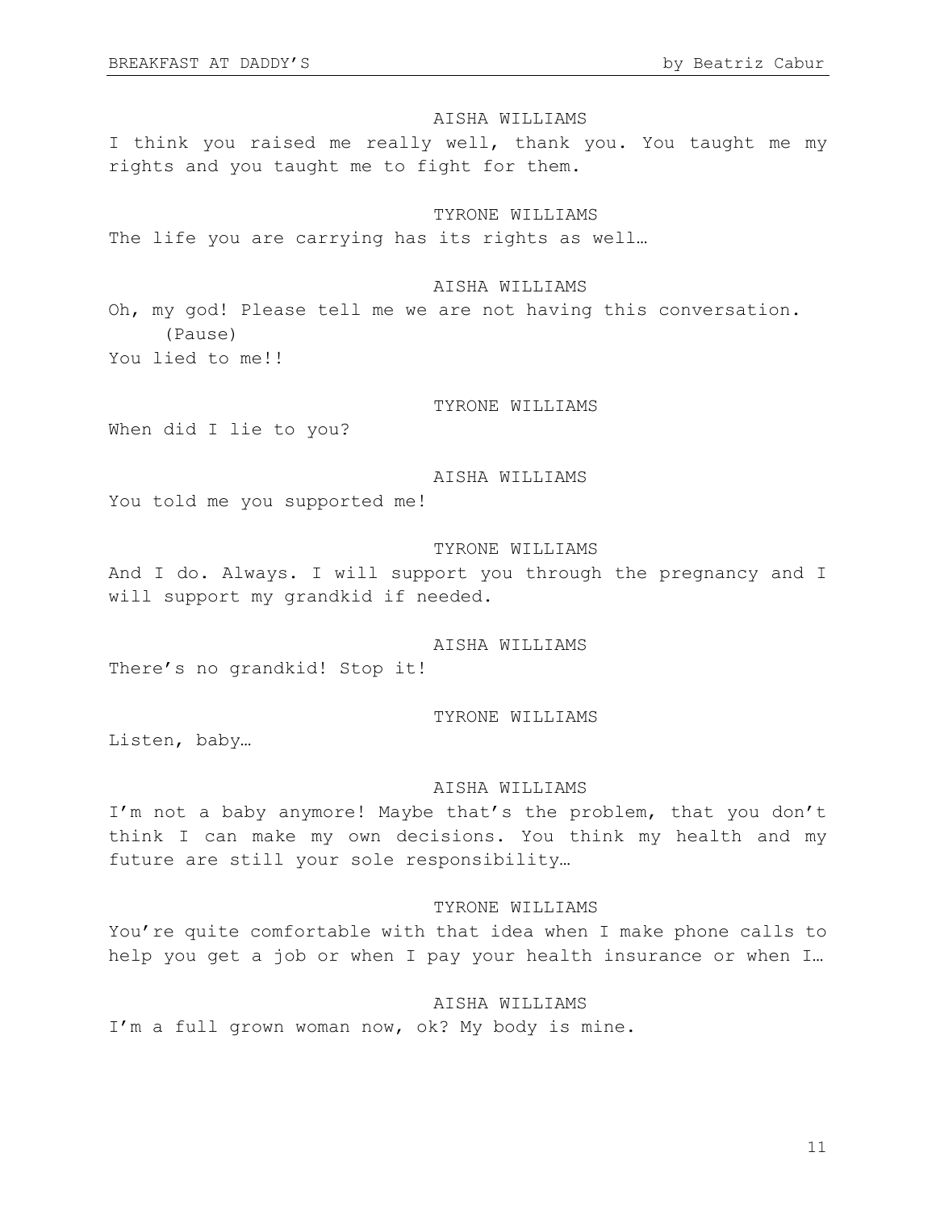AISHA WILLIAMS

I think you raised me really well, thank you. You taught me my rights and you taught me to fight for them.

TYRONE WILLIAMS

The life you are carrying has its rights as well…

AISHA WILLIAMS

Oh, my god! Please tell me we are not having this conversation.

(Pause)

You lied to me!!

TYRONE WILLIAMS

When did I lie to you?

AISHA WILLIAMS

You told me you supported me!

TYRONE WILLIAMS

And I do. Always. I will support you through the pregnancy and I will support my grandkid if needed.

AISHA WILLIAMS

There's no grandkid! Stop it!

TYRONE WILLIAMS

Listen, baby…

AISHA WILLIAMS

I'm not a baby anymore! Maybe that's the problem, that you don't think I can make my own decisions. You think my health and my future are still your sole responsibility…

TYRONE WILLIAMS

You're quite comfortable with that idea when I make phone calls to help you get a job or when I pay your health insurance or when I…

AISHA WILLIAMS

I'm a full grown woman now, ok? My body is mine.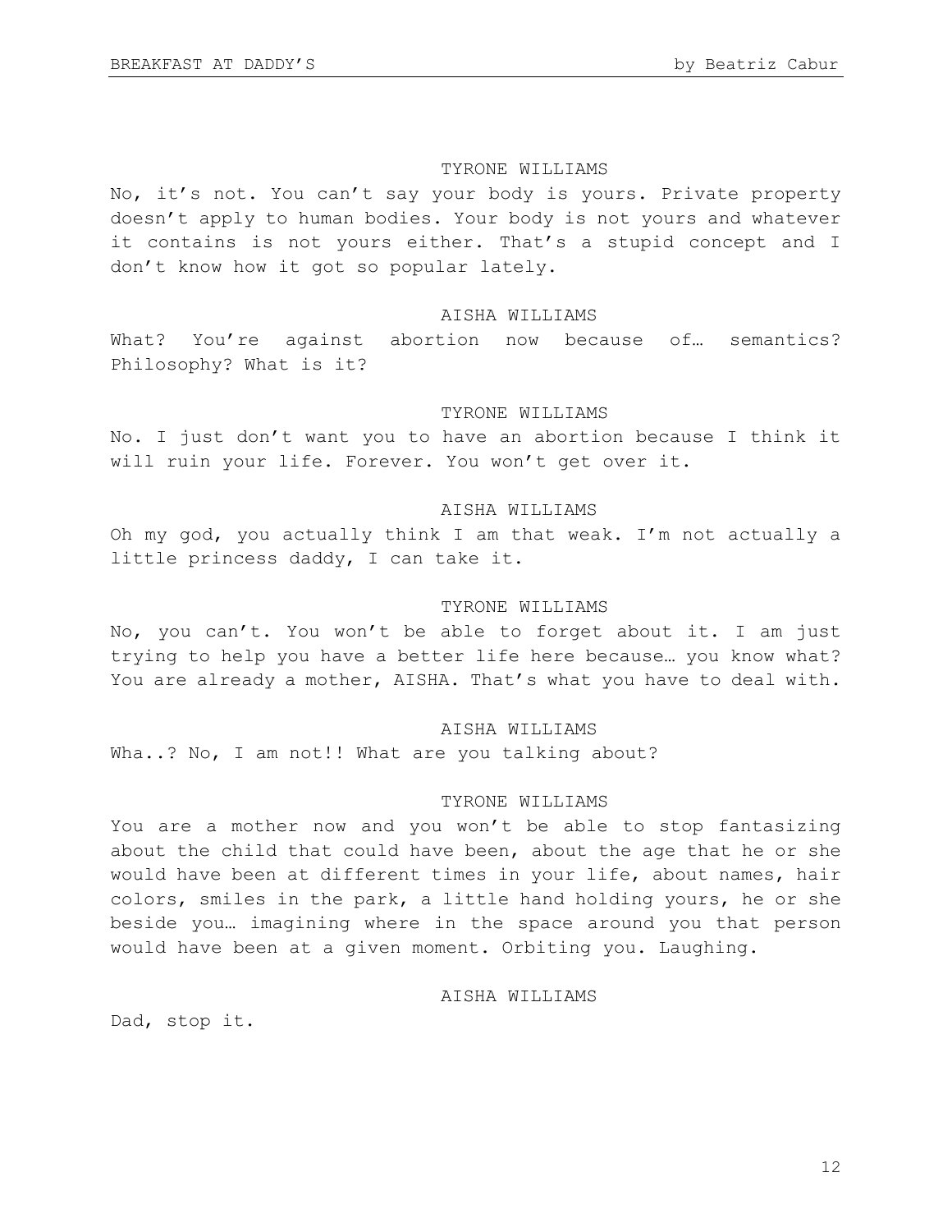TYRONE WILLIAMS

No, it's not. You can't say your body is yours. Private property doesn't apply to human bodies. Your body is not yours and whatever it contains is not yours either. That's a stupid concept and I don't know how it got so popular lately.

AISHA WILLIAMS

What? You're against abortion now because of… semantics? Philosophy? What is it?

TYRONE WILLIAMS

No. I just don't want you to have an abortion because I think it will ruin your life. Forever. You won't get over it.

AISHA WILLIAMS

Oh my god, you actually think I am that weak. I'm not actually a little princess daddy, I can take it.

TYRONE WILLIAMS

No, you can't. You won't be able to forget about it. I am just trying to help you have a better life here because… you know what? You are already a mother, AISHA. That's what you have to deal with.

AISHA WILLIAMS

Wha..? No, I am not!! What are you talking about?

TYRONE WILLIAMS

You are a mother now and you won't be able to stop fantasizing about the child that could have been, about the age that he or she would have been at different times in your life, about names, hair colors, smiles in the park, a little hand holding yours, he or she beside you… imagining where in the space around you that person would have been at a given moment. Orbiting you. Laughing.

AISHA WILLIAMS

Dad, stop it.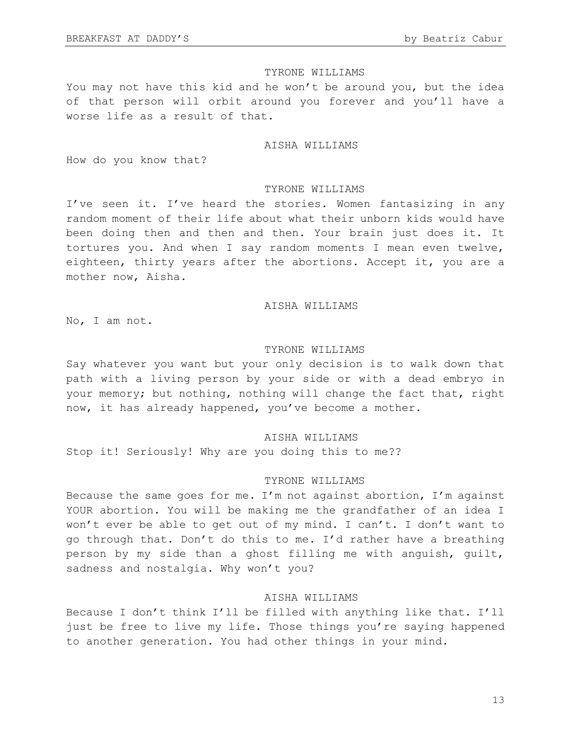TYRONE WILLIAMS

You may not have this kid and he won't be around you, but the idea of that person will orbit around you forever and you'll have a worse life as a result of that.

AISHA WILLIAMS

How do you know that?

TYRONE WILLIAMS

I've seen it. I've heard the stories. Women fantasizing in any random moment of their life about what their unborn kids would have been doing then and then and then. Your brain just does it. It tortures you. And when I say random moments I mean even twelve, eighteen, thirty years after the abortions. Accept it, you are a mother now, Aisha.

AISHA WILLIAMS

No, I am not.

TYRONE WILLIAMS

Say whatever you want but your only decision is to walk down that path with a living person by your side or with a dead embryo in your memory; but nothing, nothing will change the fact that, right now, it has already happened, you've become a mother.

AISHA WILLIAMS

Stop it! Seriously! Why are you doing this to me??

TYRONE WILLIAMS

Because the same goes for me. I'm not against abortion, I'm against YOUR abortion. You will be making me the grandfather of an idea I won't ever be able to get out of my mind. I can't. I don't want to go through that. Don't do this to me. I'd rather have a breathing person by my side than a ghost filling me with anguish, guilt, sadness and nostalgia. Why won't you?

AISHA WILLIAMS

Because I don't think I'll be filled with anything like that. I'll just be free to live my life. Those things you're saying happened to another generation. You had other things in your mind.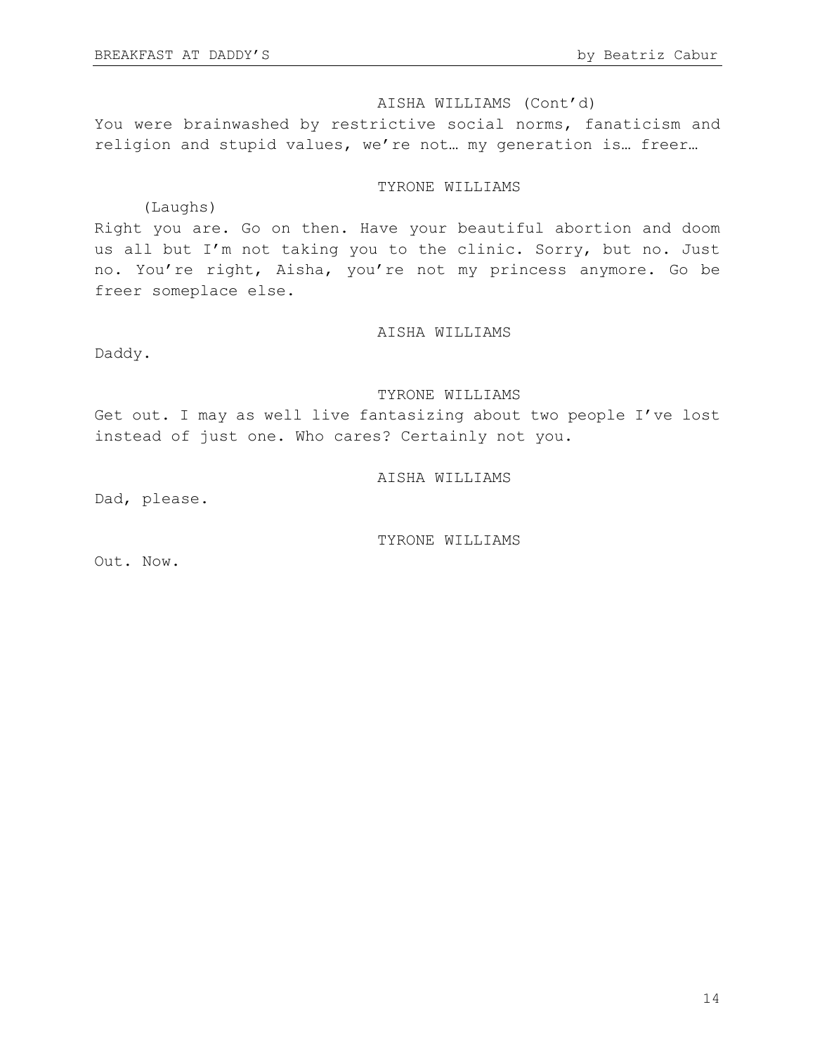AISHA WILLIAMS (Cont'd)

You were brainwashed by restrictive social norms, fanaticism and religion and stupid values, we're not… my generation is… freer…

TYRONE WILLIAMS

(Laughs)

Right you are. Go on then. Have your beautiful abortion and doom us all but I'm not taking you to the clinic. Sorry, but no. Just no. You're right, Aisha, you're not my princess anymore. Go be freer someplace else.

AISHA WILLIAMS

Daddy.

TYRONE WILLIAMS

Get out. I may as well live fantasizing about two people I've lost instead of just one. Who cares? Certainly not you.

AISHA WILLIAMS

Dad, please.

TYRONE WILLIAMS

Out. Now.